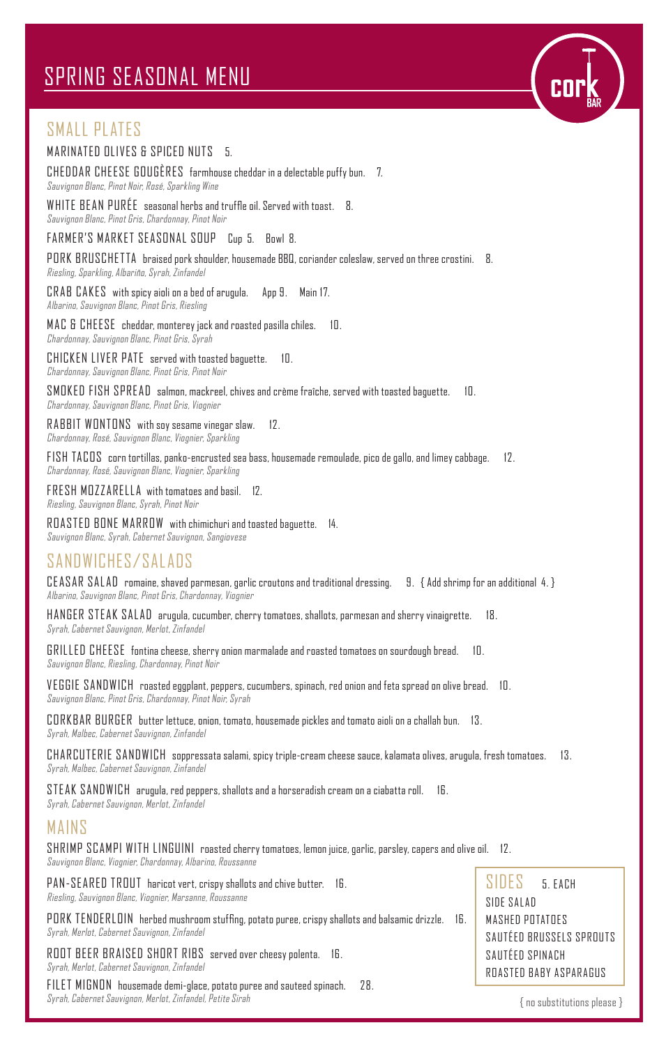# SPRING SEASONAL MENU

cork BAR

## SMALL PLATES

MARINATED OLIVES & SPICED NUTS 5.

CHEDDAR CHEESE GOUGÈRES farmhouse cheddar in a delectable puffy bun. 7.
*Sauvignon Blanc, Pinot Noir, Rosé, Sparkling Wine*

WHITE BEAN PURÉE seasonal herbs and truffle oil. Served with toast. 8.
*Sauvignon Blanc, Pinot Gris, Chardonnay, Pinot Noir*

FARMER'S MARKET SEASONAL SOUP Cup 5. Bowl 8.

PORK BRUSCHETTA braised pork shoulder, housemade BBQ, coriander coleslaw, served on three crostini. 8.
*Riesling, Sparkling, Albariño, Syrah, Zinfandel*

CRAB CAKES with spicy aioli on a bed of arugula. App 9. Main 17.
*Albarino, Sauvignon Blanc, Pinot Gris, Riesling*

MAC & CHEESE cheddar, monterey jack and roasted pasilla chiles. 10.
*Chardonnay, Sauvignon Blanc, Pinot Gris, Syrah*

CHICKEN LIVER PATE served with toasted baguette. 10.
*Chardonnay, Sauvignon Blanc, Pinot Gris, Pinot Noir*

SMOKED FISH SPREAD salmon, mackreel, chives and crème fraîche, served with toasted baguette. 10.
*Chardonnay, Sauvignon Blanc, Pinot Gris, Viognier*

RABBIT WONTONS with soy sesame vinegar slaw. 12.
*Chardonnay, Rosé, Sauvignon Blanc, Viognier, Sparkling*

FISH TACOS corn tortillas, panko-encrusted sea bass, housemade remoulade, pico de gallo, and limey cabbage. 12.
*Chardonnay, Rosé, Sauvignon Blanc, Viognier, Sparkling*

FRESH MOZZARELLA with tomatoes and basil. 12.
*Riesling, Sauvignon Blanc, Syrah, Pinot Noir*

ROASTED BONE MARROW with chimichuri and toasted baguette. 14.
*Sauvignon Blanc, Syrah, Cabernet Sauvignon, Sangiovese*

## SANDWICHES/SALADS

CEASAR SALAD romaine, shaved parmesan, garlic croutons and traditional dressing. 9. { Add shrimp for an additional 4. }
*Albarino, Sauvignon Blanc, Pinot Gris, Chardonnay, Viognier*

HANGER STEAK SALAD arugula, cucumber, cherry tomatoes, shallots, parmesan and sherry vinaigrette. 18.
*Syrah, Cabernet Sauvignon, Merlot, Zinfandel*

GRILLED CHEESE fontina cheese, sherry onion marmalade and roasted tomatoes on sourdough bread. 10.
*Sauvignon Blanc, Riesling, Chardonnay, Pinot Noir*

VEGGIE SANDWICH roasted eggplant, peppers, cucumbers, spinach, red onion and feta spread on olive bread. 10.
*Sauvignon Blanc, Pinot Gris, Chardonnay, Pinot Noir, Syrah*

CORKBAR BURGER butter lettuce, onion, tomato, housemade pickles and tomato aioli on a challah bun. 13.
*Syrah, Malbec, Cabernet Sauvignon, Zinfandel*

CHARCUTERIE SANDWICH soppressata salami, spicy triple-cream cheese sauce, kalamata olives, arugula, fresh tomatoes. 13.
*Syrah, Malbec, Cabernet Sauvignon, Zinfandel*

STEAK SANDWICH arugula, red peppers, shallots and a horseradish cream on a ciabatta roll. 16.
*Syrah, Cabernet Sauvignon, Merlot, Zinfandel*

## MAINS

SHRIMP SCAMPI WITH LINGUINI roasted cherry tomatoes, lemon juice, garlic, parsley, capers and olive oil. 12.
*Sauvignon Blanc, Viognier, Chardonnay, Albarino, Roussanne*

PAN-SEARED TROUT haricot vert, crispy shallots and chive butter. 16.
*Riesling, Sauvignon Blanc, Viognier, Marsanne, Roussanne*

PORK TENDERLOIN herbed mushroom stuffing, potato puree, crispy shallots and balsamic drizzle. 16.
*Syrah, Merlot, Cabernet Sauvignon, Zinfandel*

ROOT BEER BRAISED SHORT RIBS served over cheesy polenta. 16.
*Syrah, Merlot, Cabernet Sauvignon, Zinfandel*

FILET MIGNON housemade demi-glace, potato puree and sauteed spinach. 28.
*Syrah, Cabernet Sauvignon, Merlot, Zinfandel, Petite Sirah*

## SIDES 5. EACH

SIDE SALAD
MASHED POTATOES
SAUTÉED BRUSSELS SPROUTS
SAUTÉED SPINACH
ROASTED BABY ASPARAGUS

{ no substitutions please }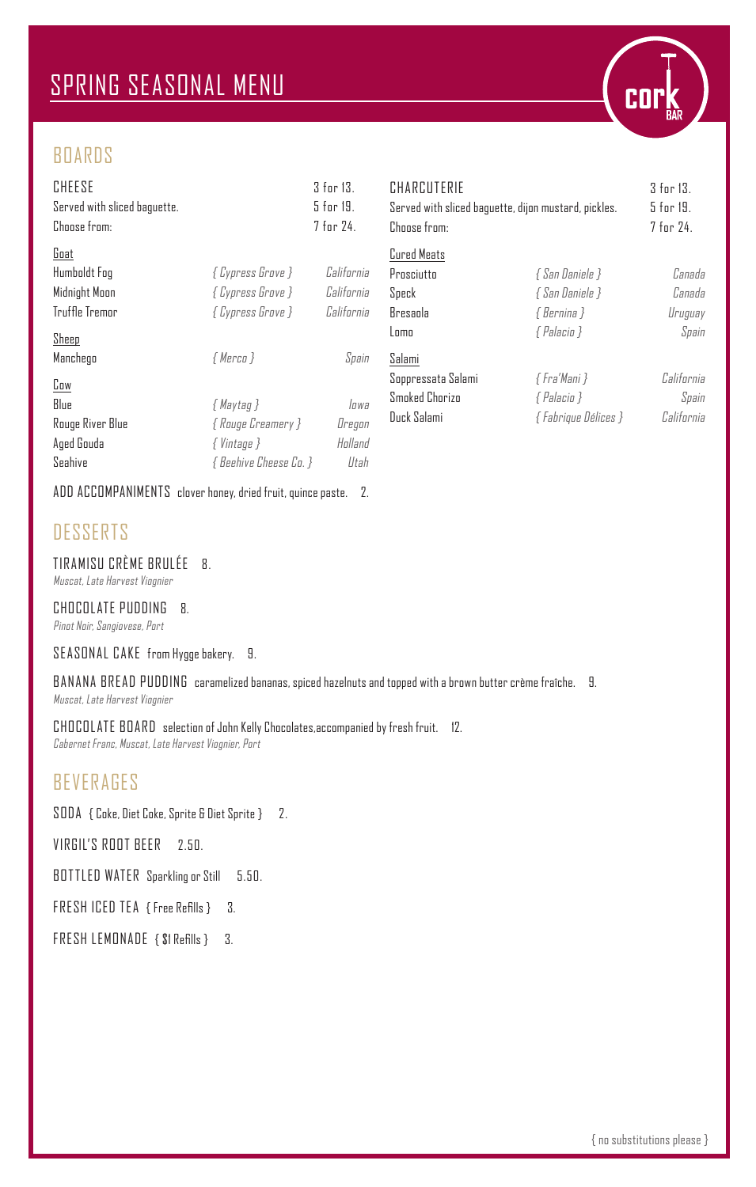# SPRING SEASONAL MENU

cork BAR

## BOARDS

### CHEESE

Served with sliced baguette.
Choose from:

3 for 13.
5 for 19.
7 for 24.

| | | |
|---|---|---|
| **Goat** | | |
| Humboldt Fog | { Cypress Grove } | California |
| Midnight Moon | { Cypress Grove } | California |
| Truffle Tremor | { Cypress Grove } | California |
| **Sheep** | | |
| Manchego | { Merco } | Spain |
| **Cow** | | |
| Blue | { Maytag } | Iowa |
| Rouge River Blue | { Rouge Creamery } | Oregon |
| Aged Gouda | { Vintage } | Holland |
| Seahive | { Beehive Cheese Co. } | Utah |

### CHARCUTERIE

Served with sliced baguette, dijon mustard, pickles.
Choose from:

3 for 13.
5 for 19.
7 for 24.

| | | |
|---|---|---|
| **Cured Meats** | | |
| Prosciutto | { San Daniele } | Canada |
| Speck | { San Daniele } | Canada |
| Bresaola | { Bernina } | Uruguay |
| Lomo | { Palacio } | Spain |
| **Salami** | | |
| Soppressata Salami | { Fra'Mani } | California |
| Smoked Chorizo | { Palacio } | Spain |
| Duck Salami | { Fabrique Délices } | California |

ADD ACCOMPANIMENTS clover honey, dried fruit, quince paste. 2.

## DESSERTS

TIRAMISU CRÈME BRULÉE 8.
*Muscat, Late Harvest Viognier*

CHOCOLATE PUDDING 8.
*Pinot Noir, Sangiovese, Port*

SEASONAL CAKE from Hygge bakery. 9.

BANANA BREAD PUDDING caramelized bananas, spiced hazelnuts and topped with a brown butter crème fraîche. 9.
*Muscat, Late Harvest Viognier*

CHOCOLATE BOARD selection of John Kelly Chocolates,accompanied by fresh fruit. 12.
*Cabernet Franc, Muscat, Late Harvest Viognier, Port*

## BEVERAGES

SODA { Coke, Diet Coke, Sprite & Diet Sprite } 2.

VIRGIL'S ROOT BEER 2.50.

BOTTLED WATER Sparkling or Still 5.50.

FRESH ICED TEA { Free Refills } 3.

FRESH LEMONADE { $1 Refills } 3.

{ no substitutions please }